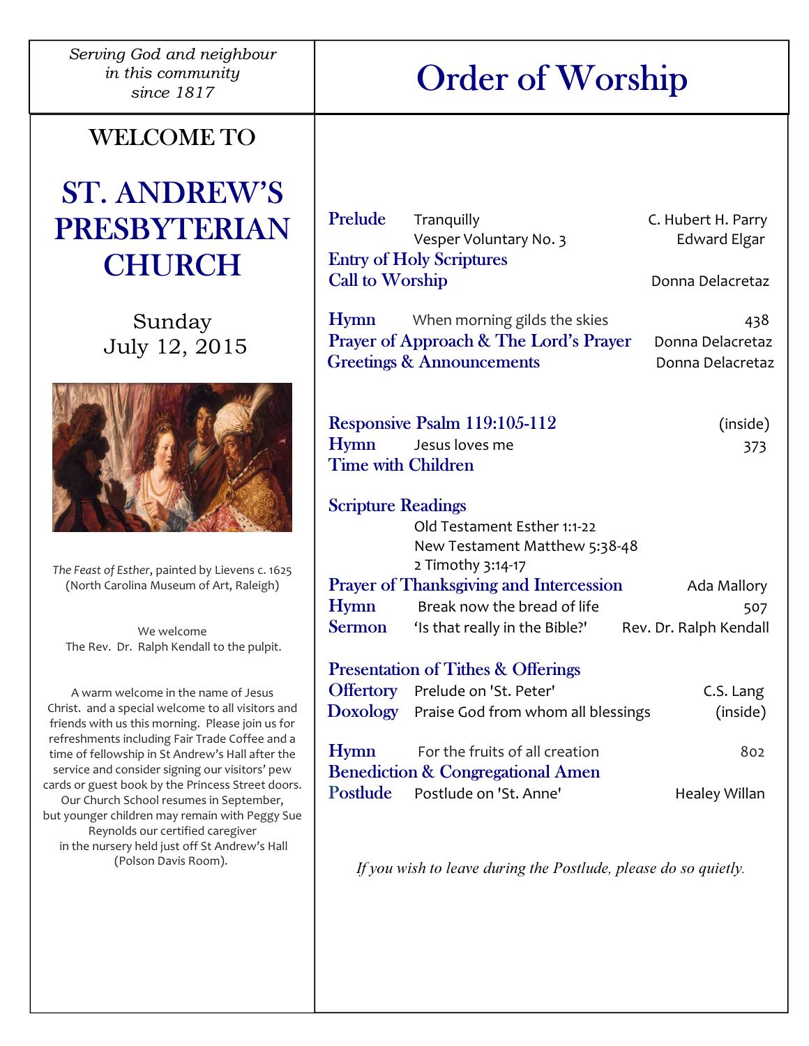*Serving God and neighbour in this community since 1817*

WELCOME TO

# ST. ANDREW'S PRESBYTERIAN CHURCH

Sunday
July 12, 2015

*The Feast of Esther*, painted by Lievens c. 1625
(North Carolina Museum of Art, Raleigh)

We welcome
The Rev. Dr. Ralph Kendall to the pulpit.

A warm welcome in the name of Jesus Christ. and a special welcome to all visitors and friends with us this morning. Please join us for refreshments including Fair Trade Coffee and a time of fellowship in St Andrew's Hall after the service and consider signing our visitors' pew cards or guest book by the Princess Street doors. Our Church School resumes in September, but younger children may remain with Peggy Sue Reynolds our certified caregiver in the nursery held just off St Andrew's Hall (Polson Davis Room).

# Order of Worship

**Prelude** Tranquilly — C. Hubert H. Parry
Vesper Voluntary No. 3 — Edward Elgar
**Entry of Holy Scriptures**
**Call to Worship** — Donna Delacretaz

**Hymn** When morning gilds the skies — 438
**Prayer of Approach & The Lord's Prayer** — Donna Delacretaz
**Greetings & Announcements** — Donna Delacretaz

**Responsive Psalm 119:105-112** — (inside)
**Hymn** Jesus loves me — 373
**Time with Children**

**Scripture Readings**
Old Testament Esther 1:1-22
New Testament Matthew 5:38-48
2 Timothy 3:14-17
**Prayer of Thanksgiving and Intercession** — Ada Mallory
**Hymn** Break now the bread of life — 507
**Sermon** 'Is that really in the Bible?' — Rev. Dr. Ralph Kendall

**Presentation of Tithes & Offerings**
**Offertory** Prelude on 'St. Peter' — C.S. Lang
**Doxology** Praise God from whom all blessings — (inside)

**Hymn** For the fruits of all creation — 802
**Benediction & Congregational Amen**
**Postlude** Postlude on 'St. Anne' — Healey Willan

*If you wish to leave during the Postlude, please do so quietly.*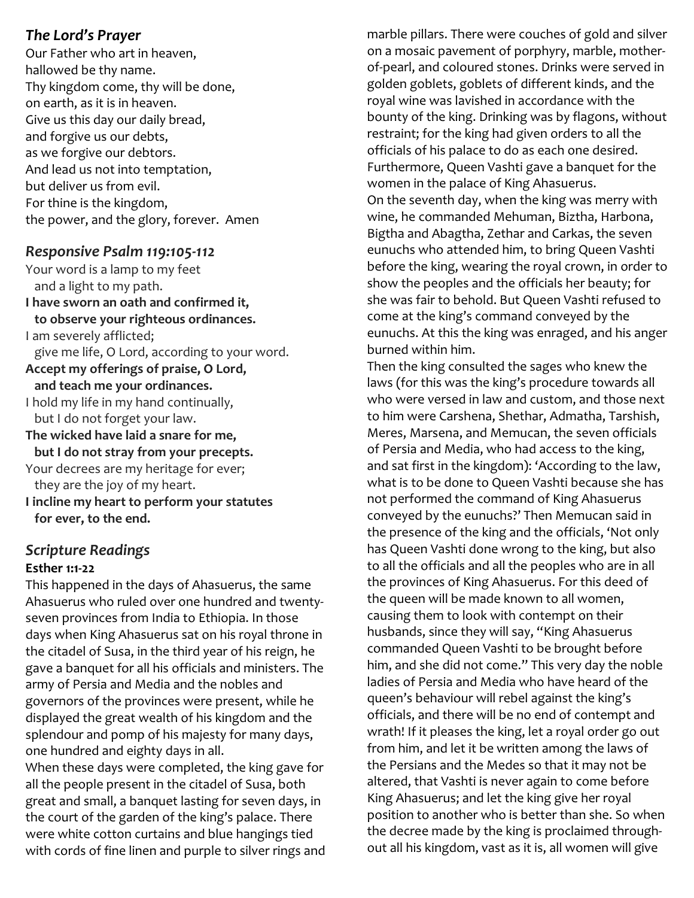## *The Lord's Prayer*

Our Father who art in heaven,
hallowed be thy name.
Thy kingdom come, thy will be done,
on earth, as it is in heaven.
Give us this day our daily bread,
and forgive us our debts,
as we forgive our debtors.
And lead us not into temptation,
but deliver us from evil.
For thine is the kingdom,
the power, and the glory, forever. Amen

## *Responsive Psalm 119:105-112*

Your word is a lamp to my feet
  and a light to my path.
**I have sworn an oath and confirmed it,**
  **to observe your righteous ordinances.**
I am severely afflicted;
  give me life, O Lord, according to your word.
**Accept my offerings of praise, O Lord,**
  **and teach me your ordinances.**
I hold my life in my hand continually,
  but I do not forget your law.
**The wicked have laid a snare for me,**
  **but I do not stray from your precepts.**
Your decrees are my heritage for ever;
  they are the joy of my heart.
**I incline my heart to perform your statutes**
  **for ever, to the end.**

## *Scripture Readings*

**Esther 1:1-22**

This happened in the days of Ahasuerus, the same Ahasuerus who ruled over one hundred and twenty-seven provinces from India to Ethiopia. In those days when King Ahasuerus sat on his royal throne in the citadel of Susa, in the third year of his reign, he gave a banquet for all his officials and ministers. The army of Persia and Media and the nobles and governors of the provinces were present, while he displayed the great wealth of his kingdom and the splendour and pomp of his majesty for many days, one hundred and eighty days in all.

When these days were completed, the king gave for all the people present in the citadel of Susa, both great and small, a banquet lasting for seven days, in the court of the garden of the king's palace. There were white cotton curtains and blue hangings tied with cords of fine linen and purple to silver rings and marble pillars. There were couches of gold and silver on a mosaic pavement of porphyry, marble, mother-of-pearl, and coloured stones. Drinks were served in golden goblets, goblets of different kinds, and the royal wine was lavished in accordance with the bounty of the king. Drinking was by flagons, without restraint; for the king had given orders to all the officials of his palace to do as each one desired. Furthermore, Queen Vashti gave a banquet for the women in the palace of King Ahasuerus.

On the seventh day, when the king was merry with wine, he commanded Mehuman, Biztha, Harbona, Bigtha and Abagtha, Zethar and Carkas, the seven eunuchs who attended him, to bring Queen Vashti before the king, wearing the royal crown, in order to show the peoples and the officials her beauty; for she was fair to behold. But Queen Vashti refused to come at the king's command conveyed by the eunuchs. At this the king was enraged, and his anger burned within him.

Then the king consulted the sages who knew the laws (for this was the king's procedure towards all who were versed in law and custom, and those next to him were Carshena, Shethar, Admatha, Tarshish, Meres, Marsena, and Memucan, the seven officials of Persia and Media, who had access to the king, and sat first in the kingdom): 'According to the law, what is to be done to Queen Vashti because she has not performed the command of King Ahasuerus conveyed by the eunuchs?' Then Memucan said in the presence of the king and the officials, 'Not only has Queen Vashti done wrong to the king, but also to all the officials and all the peoples who are in all the provinces of King Ahasuerus. For this deed of the queen will be made known to all women, causing them to look with contempt on their husbands, since they will say, "King Ahasuerus commanded Queen Vashti to be brought before him, and she did not come." This very day the noble ladies of Persia and Media who have heard of the queen's behaviour will rebel against the king's officials, and there will be no end of contempt and wrath! If it pleases the king, let a royal order go out from him, and let it be written among the laws of the Persians and the Medes so that it may not be altered, that Vashti is never again to come before King Ahasuerus; and let the king give her royal position to another who is better than she. So when the decree made by the king is proclaimed throughout all his kingdom, vast as it is, all women will give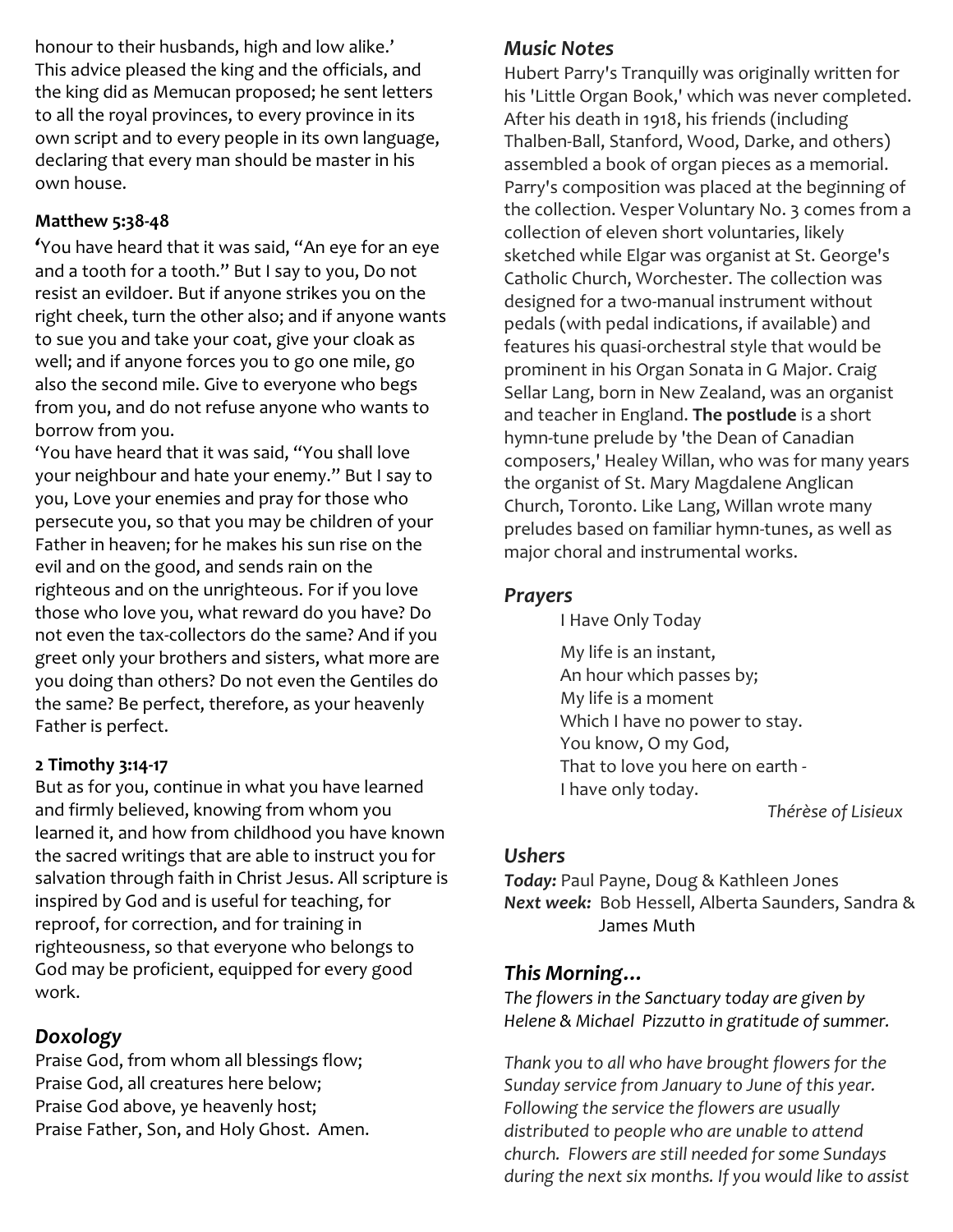honour to their husbands, high and low alike.'
This advice pleased the king and the officials, and the king did as Memucan proposed; he sent letters to all the royal provinces, to every province in its own script and to every people in its own language, declaring that every man should be master in his own house.

**Matthew 5:38-48**

**'**You have heard that it was said, "An eye for an eye and a tooth for a tooth." But I say to you, Do not resist an evildoer. But if anyone strikes you on the right cheek, turn the other also; and if anyone wants to sue you and take your coat, give your cloak as well; and if anyone forces you to go one mile, go also the second mile. Give to everyone who begs from you, and do not refuse anyone who wants to borrow from you.
'You have heard that it was said, "You shall love your neighbour and hate your enemy." But I say to you, Love your enemies and pray for those who persecute you, so that you may be children of your Father in heaven; for he makes his sun rise on the evil and on the good, and sends rain on the righteous and on the unrighteous. For if you love those who love you, what reward do you have? Do not even the tax-collectors do the same? And if you greet only your brothers and sisters, what more are you doing than others? Do not even the Gentiles do the same? Be perfect, therefore, as your heavenly Father is perfect.

**2 Timothy 3:14-17**

But as for you, continue in what you have learned and firmly believed, knowing from whom you learned it, and how from childhood you have known the sacred writings that are able to instruct you for salvation through faith in Christ Jesus. All scripture is inspired by God and is useful for teaching, for reproof, for correction, and for training in righteousness, so that everyone who belongs to God may be proficient, equipped for every good work.

## *Doxology*

Praise God, from whom all blessings flow;
Praise God, all creatures here below;
Praise God above, ye heavenly host;
Praise Father, Son, and Holy Ghost. Amen.

## *Music Notes*

Hubert Parry's Tranquilly was originally written for his 'Little Organ Book,' which was never completed. After his death in 1918, his friends (including Thalben-Ball, Stanford, Wood, Darke, and others) assembled a book of organ pieces as a memorial. Parry's composition was placed at the beginning of the collection. Vesper Voluntary No. 3 comes from a collection of eleven short voluntaries, likely sketched while Elgar was organist at St. George's Catholic Church, Worchester. The collection was designed for a two-manual instrument without pedals (with pedal indications, if available) and features his quasi-orchestral style that would be prominent in his Organ Sonata in G Major. Craig Sellar Lang, born in New Zealand, was an organist and teacher in England. **The postlude** is a short hymn-tune prelude by 'the Dean of Canadian composers,' Healey Willan, who was for many years the organist of St. Mary Magdalene Anglican Church, Toronto. Like Lang, Willan wrote many preludes based on familiar hymn-tunes, as well as major choral and instrumental works.

## *Prayers*

I Have Only Today

My life is an instant,
An hour which passes by;
My life is a moment
Which I have no power to stay.
You know, O my God,
That to love you here on earth -
I have only today.

*Thérèse of Lisieux*

## *Ushers*

***Today:*** Paul Payne, Doug & Kathleen Jones
***Next week:*** Bob Hessell, Alberta Saunders, Sandra & James Muth

## *This Morning…*

*The flowers in the Sanctuary today are given by Helene & Michael Pizzutto in gratitude of summer.*

*Thank you to all who have brought flowers for the Sunday service from January to June of this year. Following the service the flowers are usually distributed to people who are unable to attend church. Flowers are still needed for some Sundays during the next six months. If you would like to assist*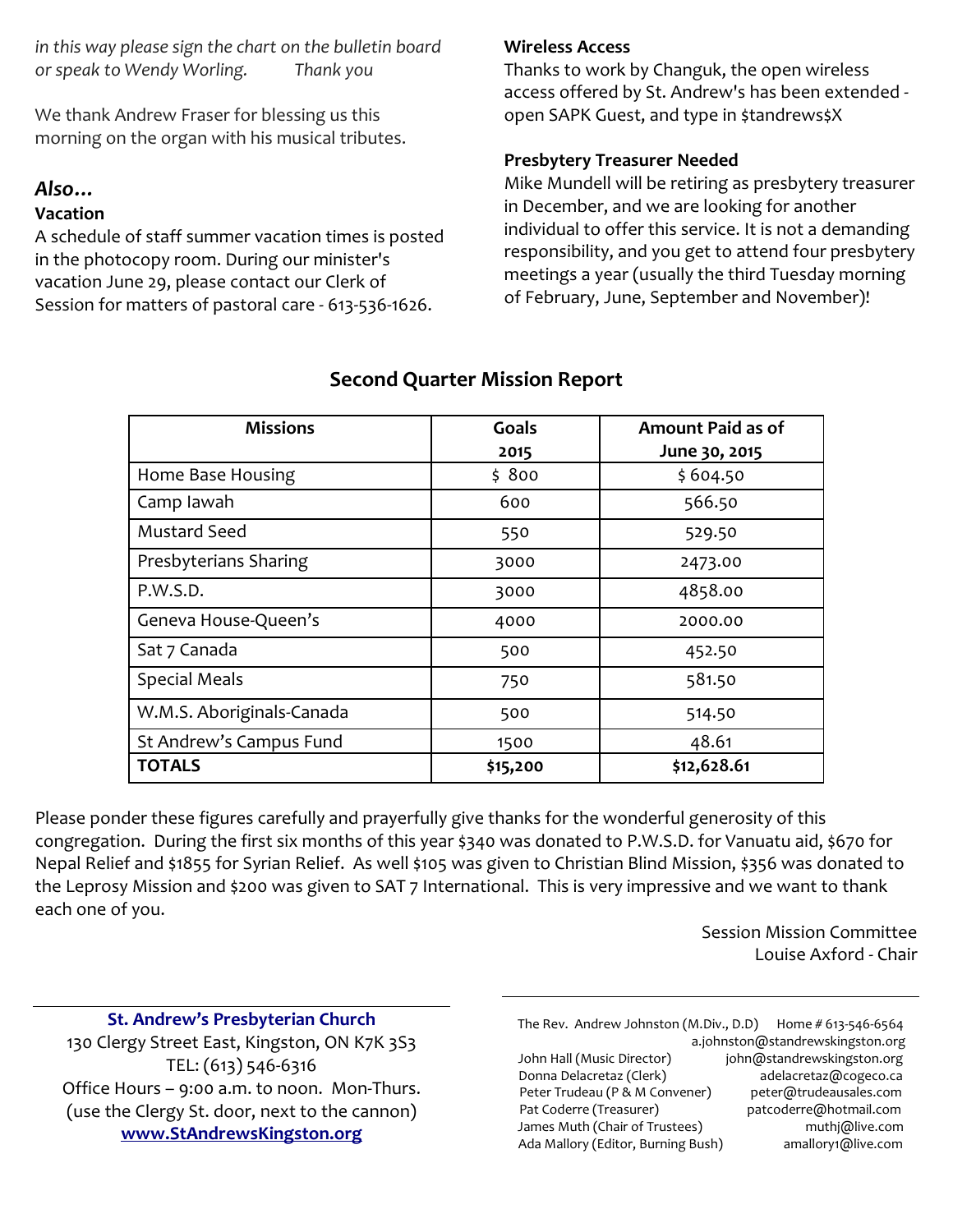*in this way please sign the chart on the bulletin board or speak to Wendy Worling.       Thank you*

We thank Andrew Fraser for blessing us this morning on the organ with his musical tributes.

## *Also…*

**Vacation**

A schedule of staff summer vacation times is posted in the photocopy room. During our minister's vacation June 29, please contact our Clerk of Session for matters of pastoral care - 613-536-1626.

**Wireless Access**

Thanks to work by Changuk, the open wireless access offered by St. Andrew's has been extended - open SAPK Guest, and type in $tandrews$X

**Presbytery Treasurer Needed**

Mike Mundell will be retiring as presbytery treasurer in December, and we are looking for another individual to offer this service. It is not a demanding responsibility, and you get to attend four presbytery meetings a year (usually the third Tuesday morning of February, June, September and November)!

## Second Quarter Mission Report

| Missions | Goals 2015 | Amount Paid as of June 30, 2015 |
|---|---|---|
| Home Base Housing | $ 800 | $ 604.50 |
| Camp Iawah | 600 | 566.50 |
| Mustard Seed | 550 | 529.50 |
| Presbyterians Sharing | 3000 | 2473.00 |
| P.W.S.D. | 3000 | 4858.00 |
| Geneva House-Queen's | 4000 | 2000.00 |
| Sat 7 Canada | 500 | 452.50 |
| Special Meals | 750 | 581.50 |
| W.M.S. Aboriginals-Canada | 500 | 514.50 |
| St Andrew's Campus Fund | 1500 | 48.61 |
| **TOTALS** | **$15,200** | **$12,628.61** |

Please ponder these figures carefully and prayerfully give thanks for the wonderful generosity of this congregation. During the first six months of this year $340 was donated to P.W.S.D. for Vanuatu aid, $670 for Nepal Relief and $1855 for Syrian Relief. As well $105 was given to Christian Blind Mission, $356 was donated to the Leprosy Mission and $200 was given to SAT 7 International. This is very impressive and we want to thank each one of you.

Session Mission Committee
Louise Axford - Chair

**St. Andrew's Presbyterian Church**
130 Clergy Street East, Kingston, ON K7K 3S3
TEL: (613) 546-6316
Office Hours – 9:00 a.m. to noon. Mon-Thurs.
(use the Clergy St. door, next to the cannon)
**www.StAndrewsKingston.org**

The Rev. Andrew Johnston (M.Div., D.D)  Home # 613-546-6564
a.johnston@standrewskingston.org
John Hall (Music Director)  john@standrewskingston.org
Donna Delacretaz (Clerk)  adelacretaz@cogeco.ca
Peter Trudeau (P & M Convener)  peter@trudeausales.com
Pat Coderre (Treasurer)  patcoderre@hotmail.com
James Muth (Chair of Trustees)  muthj@live.com
Ada Mallory (Editor, Burning Bush)  amallory1@live.com